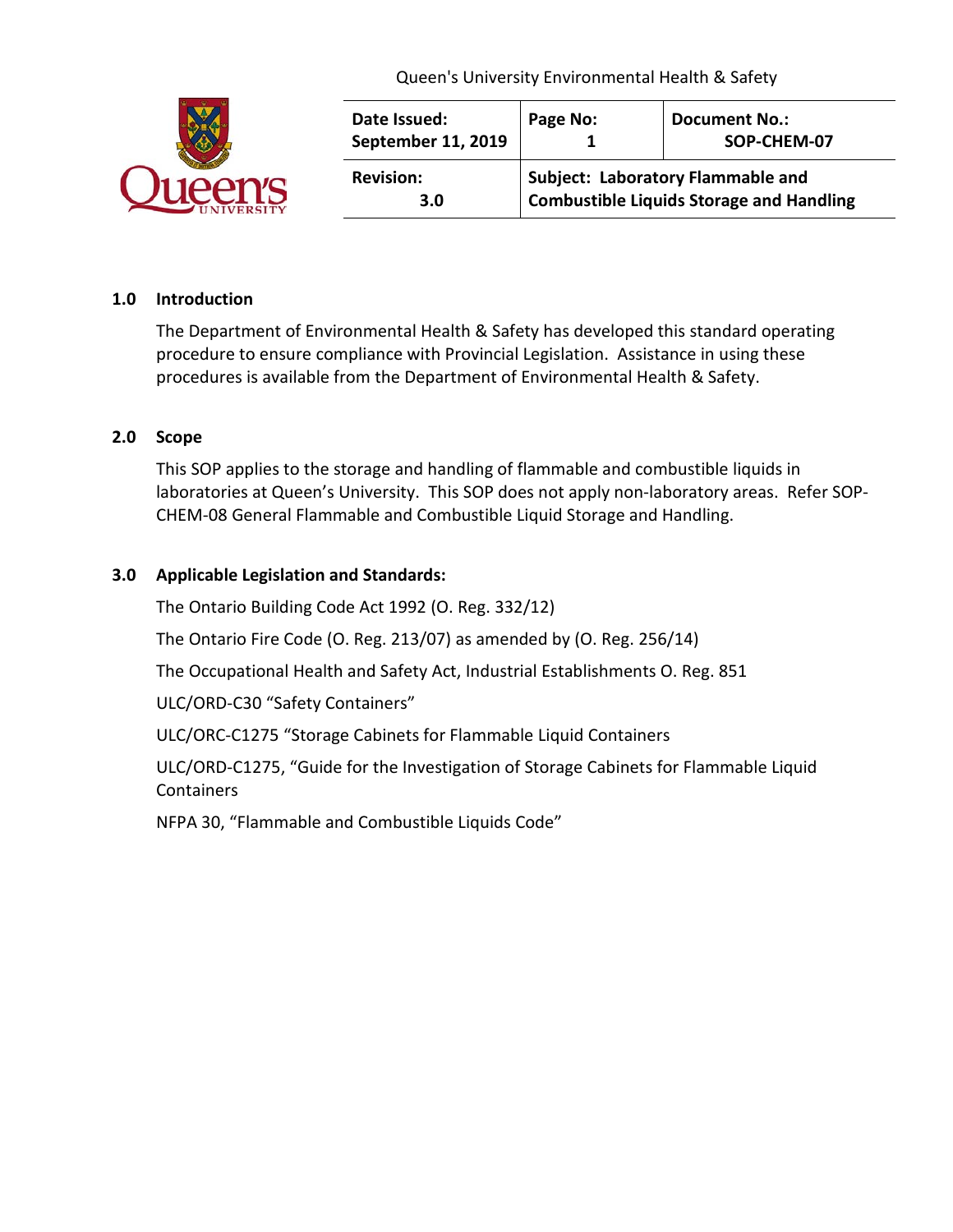Queen's University Environmental Health & Safety

| | | |
|---|---|---|
| **Date Issued:** September 11, 2019 | **Page No:** 1 | **Document No.:** SOP-CHEM-07 |
| **Revision:** 3.0 | **Subject: Laboratory Flammable and Combustible Liquids Storage and Handling** | |

## 1.0 Introduction

The Department of Environmental Health & Safety has developed this standard operating procedure to ensure compliance with Provincial Legislation. Assistance in using these procedures is available from the Department of Environmental Health & Safety.

## 2.0 Scope

This SOP applies to the storage and handling of flammable and combustible liquids in laboratories at Queen's University. This SOP does not apply non-laboratory areas. Refer SOP-CHEM-08 General Flammable and Combustible Liquid Storage and Handling.

## 3.0 Applicable Legislation and Standards:

The Ontario Building Code Act 1992 (O. Reg. 332/12)

The Ontario Fire Code (O. Reg. 213/07) as amended by (O. Reg. 256/14)

The Occupational Health and Safety Act, Industrial Establishments O. Reg. 851

ULC/ORD-C30 "Safety Containers"

ULC/ORC-C1275 "Storage Cabinets for Flammable Liquid Containers

ULC/ORD-C1275, "Guide for the Investigation of Storage Cabinets for Flammable Liquid Containers

NFPA 30, "Flammable and Combustible Liquids Code"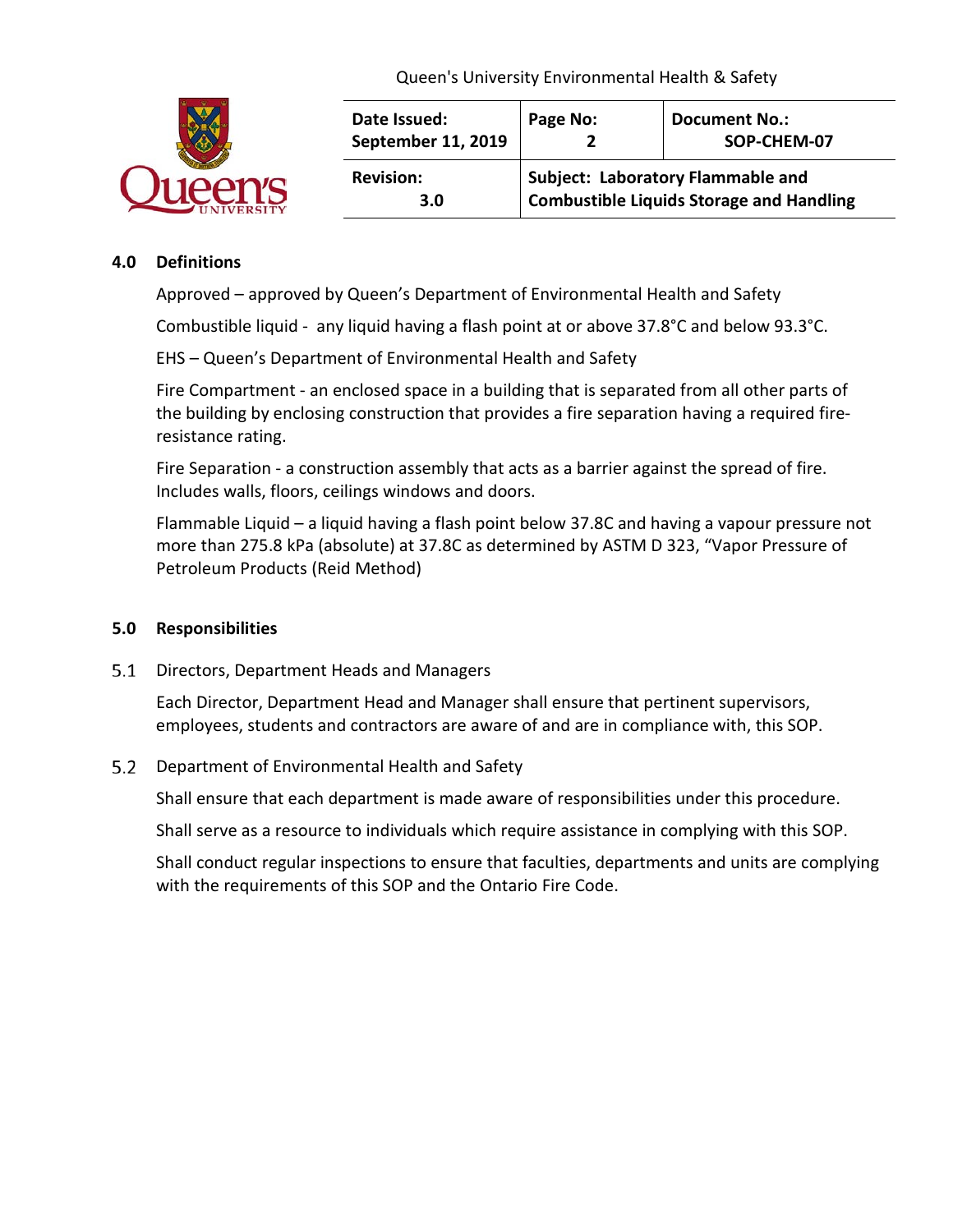## 4.0 Definitions

Approved – approved by Queen's Department of Environmental Health and Safety

Combustible liquid - any liquid having a flash point at or above 37.8°C and below 93.3°C.

EHS – Queen's Department of Environmental Health and Safety

Fire Compartment - an enclosed space in a building that is separated from all other parts of the building by enclosing construction that provides a fire separation having a required fire-resistance rating.

Fire Separation - a construction assembly that acts as a barrier against the spread of fire. Includes walls, floors, ceilings windows and doors.

Flammable Liquid – a liquid having a flash point below 37.8C and having a vapour pressure not more than 275.8 kPa (absolute) at 37.8C as determined by ASTM D 323, "Vapor Pressure of Petroleum Products (Reid Method)

## 5.0 Responsibilities

### 5.1 Directors, Department Heads and Managers

Each Director, Department Head and Manager shall ensure that pertinent supervisors, employees, students and contractors are aware of and are in compliance with, this SOP.

### 5.2 Department of Environmental Health and Safety

Shall ensure that each department is made aware of responsibilities under this procedure.

Shall serve as a resource to individuals which require assistance in complying with this SOP.

Shall conduct regular inspections to ensure that faculties, departments and units are complying with the requirements of this SOP and the Ontario Fire Code.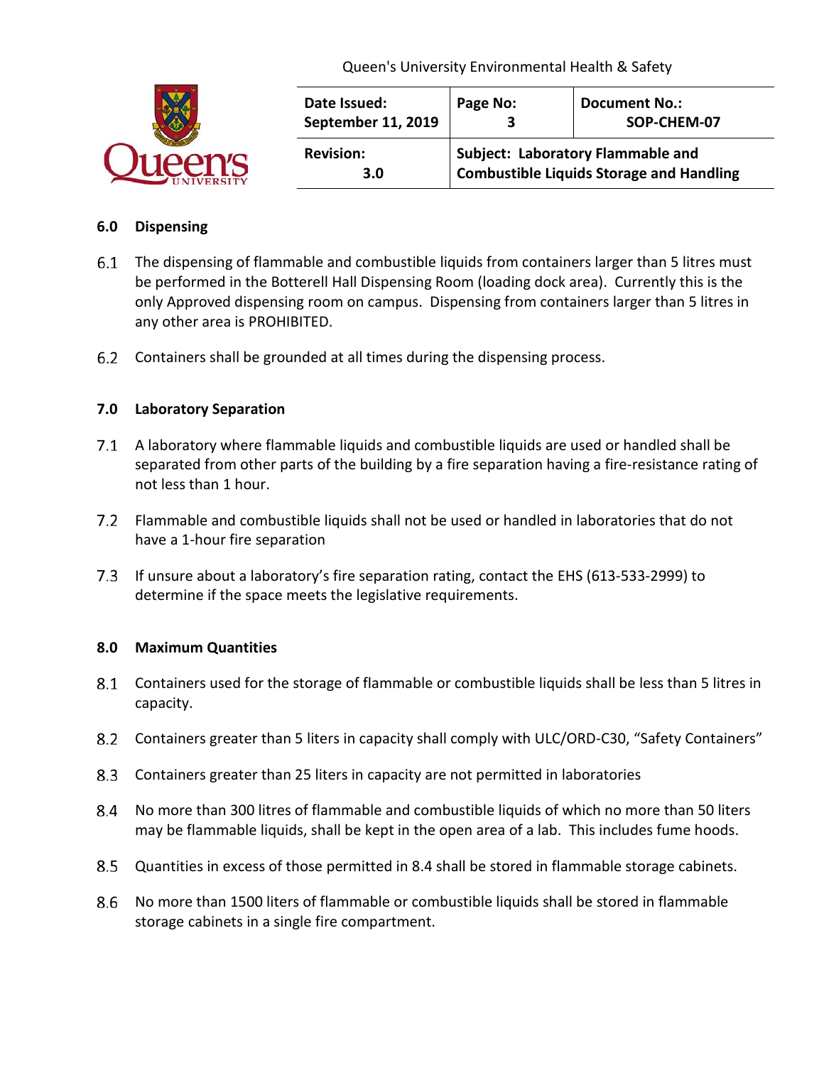## 6.0 Dispensing

6.1 The dispensing of flammable and combustible liquids from containers larger than 5 litres must be performed in the Botterell Hall Dispensing Room (loading dock area). Currently this is the only Approved dispensing room on campus. Dispensing from containers larger than 5 litres in any other area is PROHIBITED.

6.2 Containers shall be grounded at all times during the dispensing process.

## 7.0 Laboratory Separation

7.1 A laboratory where flammable liquids and combustible liquids are used or handled shall be separated from other parts of the building by a fire separation having a fire-resistance rating of not less than 1 hour.

7.2 Flammable and combustible liquids shall not be used or handled in laboratories that do not have a 1-hour fire separation

7.3 If unsure about a laboratory's fire separation rating, contact the EHS (613-533-2999) to determine if the space meets the legislative requirements.

## 8.0 Maximum Quantities

8.1 Containers used for the storage of flammable or combustible liquids shall be less than 5 litres in capacity.

8.2 Containers greater than 5 liters in capacity shall comply with ULC/ORD-C30, "Safety Containers"

8.3 Containers greater than 25 liters in capacity are not permitted in laboratories

8.4 No more than 300 litres of flammable and combustible liquids of which no more than 50 liters may be flammable liquids, shall be kept in the open area of a lab. This includes fume hoods.

8.5 Quantities in excess of those permitted in 8.4 shall be stored in flammable storage cabinets.

8.6 No more than 1500 liters of flammable or combustible liquids shall be stored in flammable storage cabinets in a single fire compartment.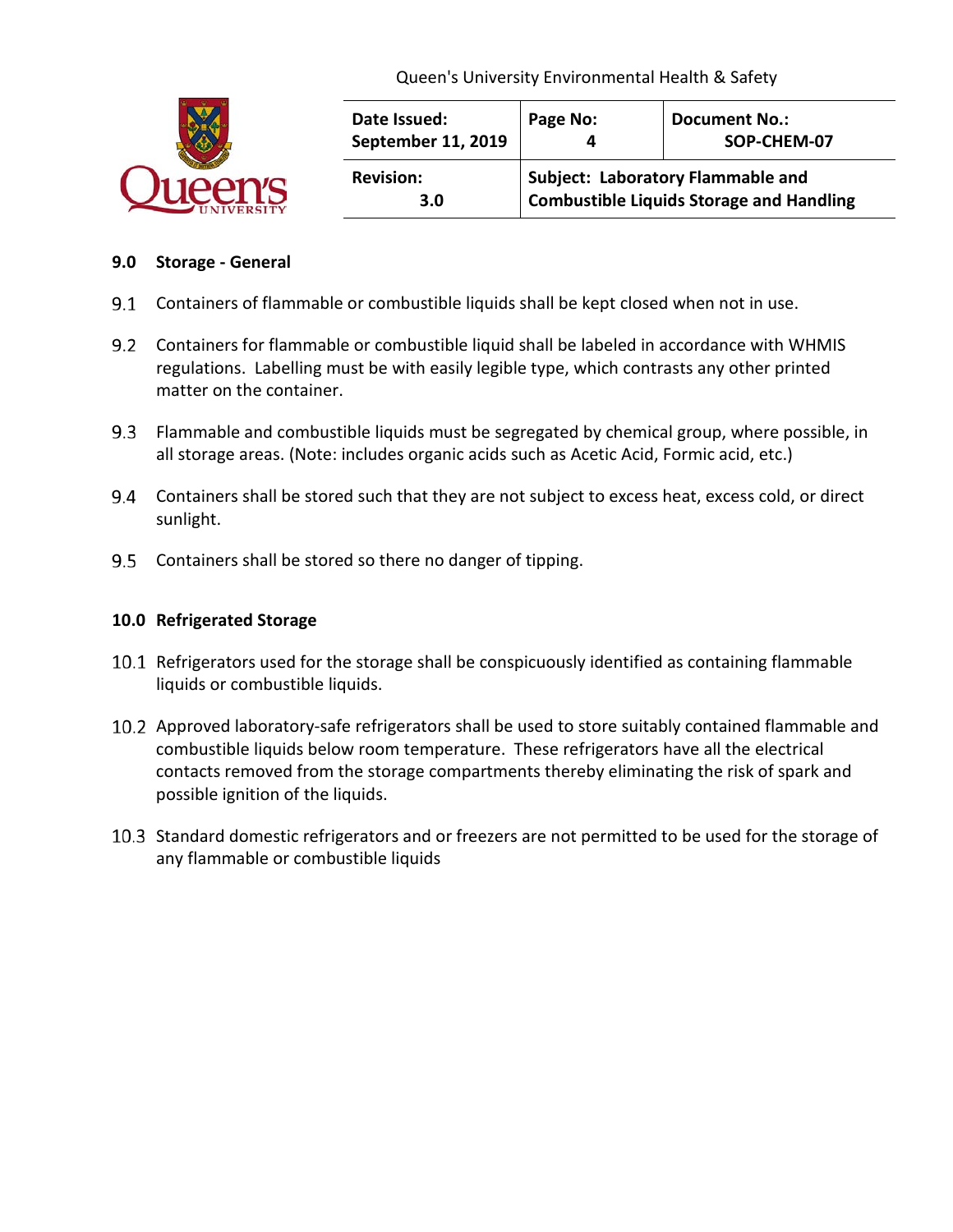## 9.0 Storage - General

9.1 Containers of flammable or combustible liquids shall be kept closed when not in use.

9.2 Containers for flammable or combustible liquid shall be labeled in accordance with WHMIS regulations. Labelling must be with easily legible type, which contrasts any other printed matter on the container.

9.3 Flammable and combustible liquids must be segregated by chemical group, where possible, in all storage areas. (Note: includes organic acids such as Acetic Acid, Formic acid, etc.)

9.4 Containers shall be stored such that they are not subject to excess heat, excess cold, or direct sunlight.

9.5 Containers shall be stored so there no danger of tipping.

## 10.0 Refrigerated Storage

10.1 Refrigerators used for the storage shall be conspicuously identified as containing flammable liquids or combustible liquids.

10.2 Approved laboratory-safe refrigerators shall be used to store suitably contained flammable and combustible liquids below room temperature. These refrigerators have all the electrical contacts removed from the storage compartments thereby eliminating the risk of spark and possible ignition of the liquids.

10.3 Standard domestic refrigerators and or freezers are not permitted to be used for the storage of any flammable or combustible liquids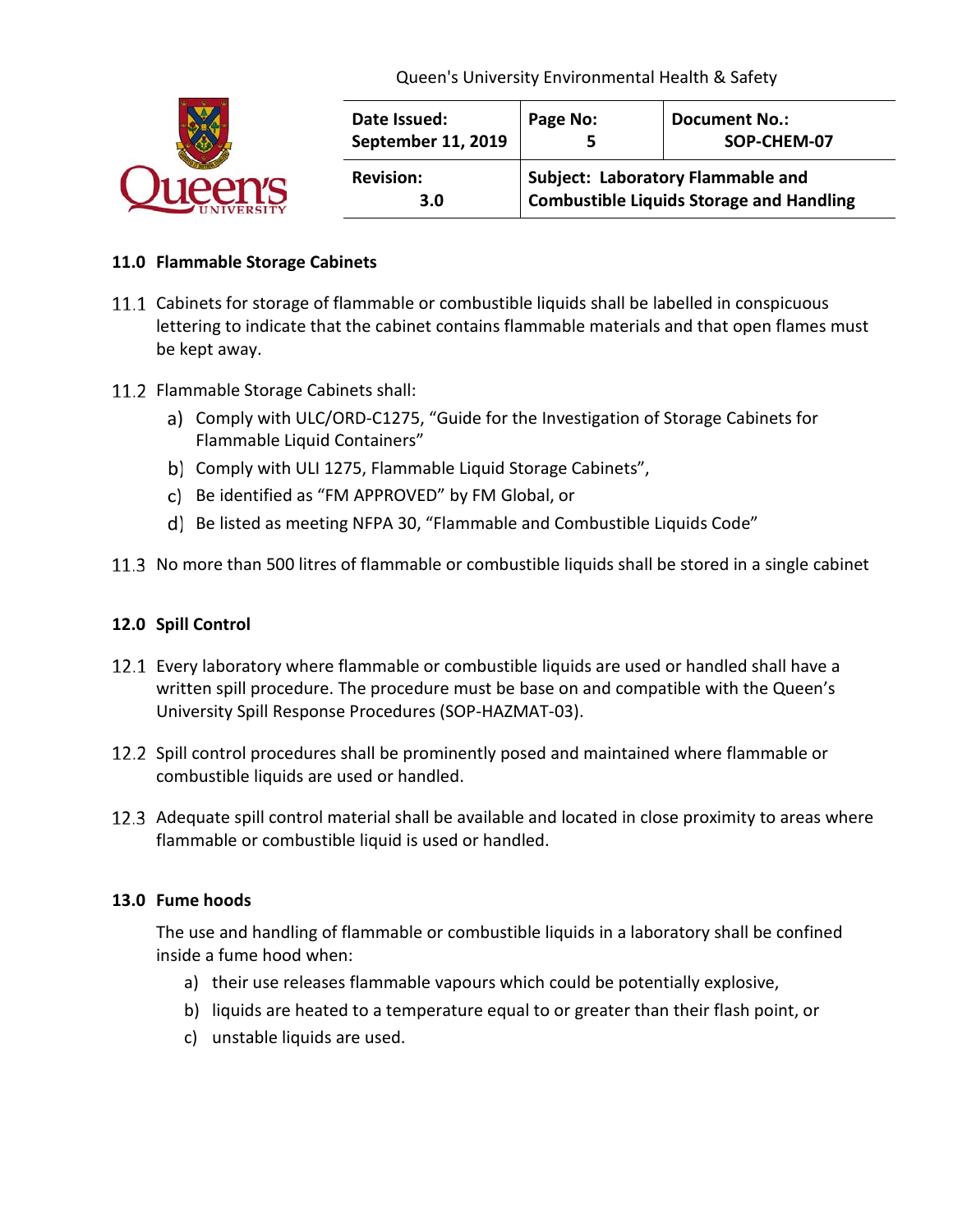## 11.0 Flammable Storage Cabinets

11.1 Cabinets for storage of flammable or combustible liquids shall be labelled in conspicuous lettering to indicate that the cabinet contains flammable materials and that open flames must be kept away.

11.2 Flammable Storage Cabinets shall:

a) Comply with ULC/ORD-C1275, “Guide for the Investigation of Storage Cabinets for Flammable Liquid Containers”

b) Comply with ULI 1275, Flammable Liquid Storage Cabinets”,

c) Be identified as “FM APPROVED” by FM Global, or

d) Be listed as meeting NFPA 30, “Flammable and Combustible Liquids Code”

11.3 No more than 500 litres of flammable or combustible liquids shall be stored in a single cabinet

## 12.0 Spill Control

12.1 Every laboratory where flammable or combustible liquids are used or handled shall have a written spill procedure. The procedure must be base on and compatible with the Queen’s University Spill Response Procedures (SOP-HAZMAT-03).

12.2 Spill control procedures shall be prominently posed and maintained where flammable or combustible liquids are used or handled.

12.3 Adequate spill control material shall be available and located in close proximity to areas where flammable or combustible liquid is used or handled.

## 13.0 Fume hoods

The use and handling of flammable or combustible liquids in a laboratory shall be confined inside a fume hood when:

a) their use releases flammable vapours which could be potentially explosive,

b) liquids are heated to a temperature equal to or greater than their flash point, or

c) unstable liquids are used.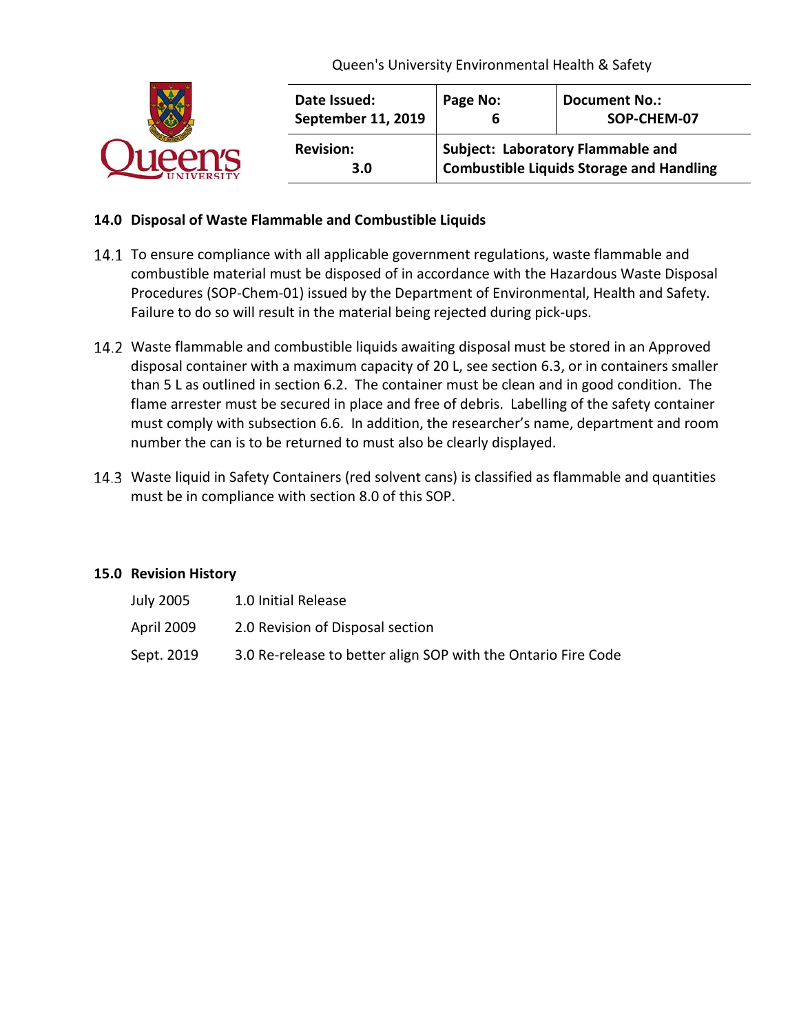## 14.0 Disposal of Waste Flammable and Combustible Liquids

14.1 To ensure compliance with all applicable government regulations, waste flammable and combustible material must be disposed of in accordance with the Hazardous Waste Disposal Procedures (SOP-Chem-01) issued by the Department of Environmental, Health and Safety. Failure to do so will result in the material being rejected during pick-ups.

14.2 Waste flammable and combustible liquids awaiting disposal must be stored in an Approved disposal container with a maximum capacity of 20 L, see section 6.3, or in containers smaller than 5 L as outlined in section 6.2. The container must be clean and in good condition. The flame arrester must be secured in place and free of debris. Labelling of the safety container must comply with subsection 6.6. In addition, the researcher's name, department and room number the can is to be returned to must also be clearly displayed.

14.3 Waste liquid in Safety Containers (red solvent cans) is classified as flammable and quantities must be in compliance with section 8.0 of this SOP.

## 15.0 Revision History

| | |
|---|---|
| July 2005 | 1.0 Initial Release |
| April 2009 | 2.0 Revision of Disposal section |
| Sept. 2019 | 3.0 Re-release to better align SOP with the Ontario Fire Code |